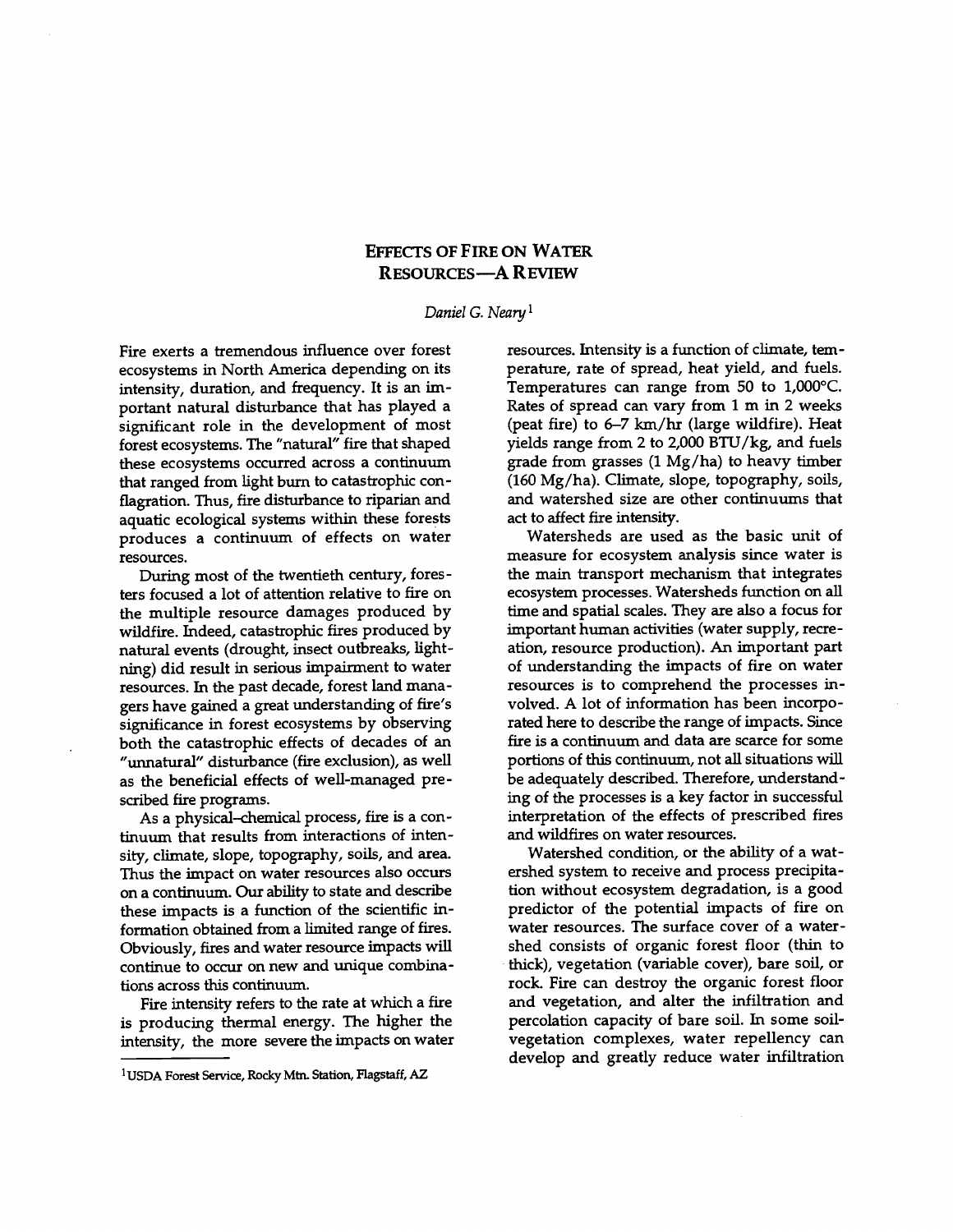# Effects of Fire on Water Resources—A Review

*Daniel G. Neary*[1]

Fire exerts a tremendous influence over forest ecosystems in North America depending on its intensity, duration, and frequency. It is an important natural disturbance that has played a significant role in the development of most forest ecosystems. The "natural" fire that shaped these ecosystems occurred across a continuum that ranged from light burn to catastrophic conflagration. Thus, fire disturbance to riparian and aquatic ecological systems within these forests produces a continuum of effects on water resources.

During most of the twentieth century, foresters focused a lot of attention relative to fire on the multiple resource damages produced by wildfire. Indeed, catastrophic fires produced by natural events (drought, insect outbreaks, lightning) did result in serious impairment to water resources. In the past decade, forest land managers have gained a great understanding of fire's significance in forest ecosystems by observing both the catastrophic effects of decades of an "unnatural" disturbance (fire exclusion), as well as the beneficial effects of well-managed prescribed fire programs.

As a physical–chemical process, fire is a continuum that results from interactions of intensity, climate, slope, topography, soils, and area. Thus the impact on water resources also occurs on a continuum. Our ability to state and describe these impacts is a function of the scientific information obtained from a limited range of fires. Obviously, fires and water resource impacts will continue to occur on new and unique combinations across this continuum.

Fire intensity refers to the rate at which a fire is producing thermal energy. The higher the intensity, the more severe the impacts on water resources. Intensity is a function of climate, temperature, rate of spread, heat yield, and fuels. Temperatures can range from 50 to 1,000°C. Rates of spread can vary from 1 m in 2 weeks (peat fire) to 6–7 km/hr (large wildfire). Heat yields range from 2 to 2,000 BTU/kg, and fuels grade from grasses (1 Mg/ha) to heavy timber (160 Mg/ha). Climate, slope, topography, soils, and watershed size are other continuums that act to affect fire intensity.

Watersheds are used as the basic unit of measure for ecosystem analysis since water is the main transport mechanism that integrates ecosystem processes. Watersheds function on all time and spatial scales. They are also a focus for important human activities (water supply, recreation, resource production). An important part of understanding the impacts of fire on water resources is to comprehend the processes involved. A lot of information has been incorporated here to describe the range of impacts. Since fire is a continuum and data are scarce for some portions of this continuum, not all situations will be adequately described. Therefore, understanding of the processes is a key factor in successful interpretation of the effects of prescribed fires and wildfires on water resources.

Watershed condition, or the ability of a watershed system to receive and process precipitation without ecosystem degradation, is a good predictor of the potential impacts of fire on water resources. The surface cover of a watershed consists of organic forest floor (thin to thick), vegetation (variable cover), bare soil, or rock. Fire can destroy the organic forest floor and vegetation, and alter the infiltration and percolation capacity of bare soil. In some soil-vegetation complexes, water repellency can develop and greatly reduce water infiltration

---

[1] USDA Forest Service, Rocky Mtn. Station, Flagstaff, AZ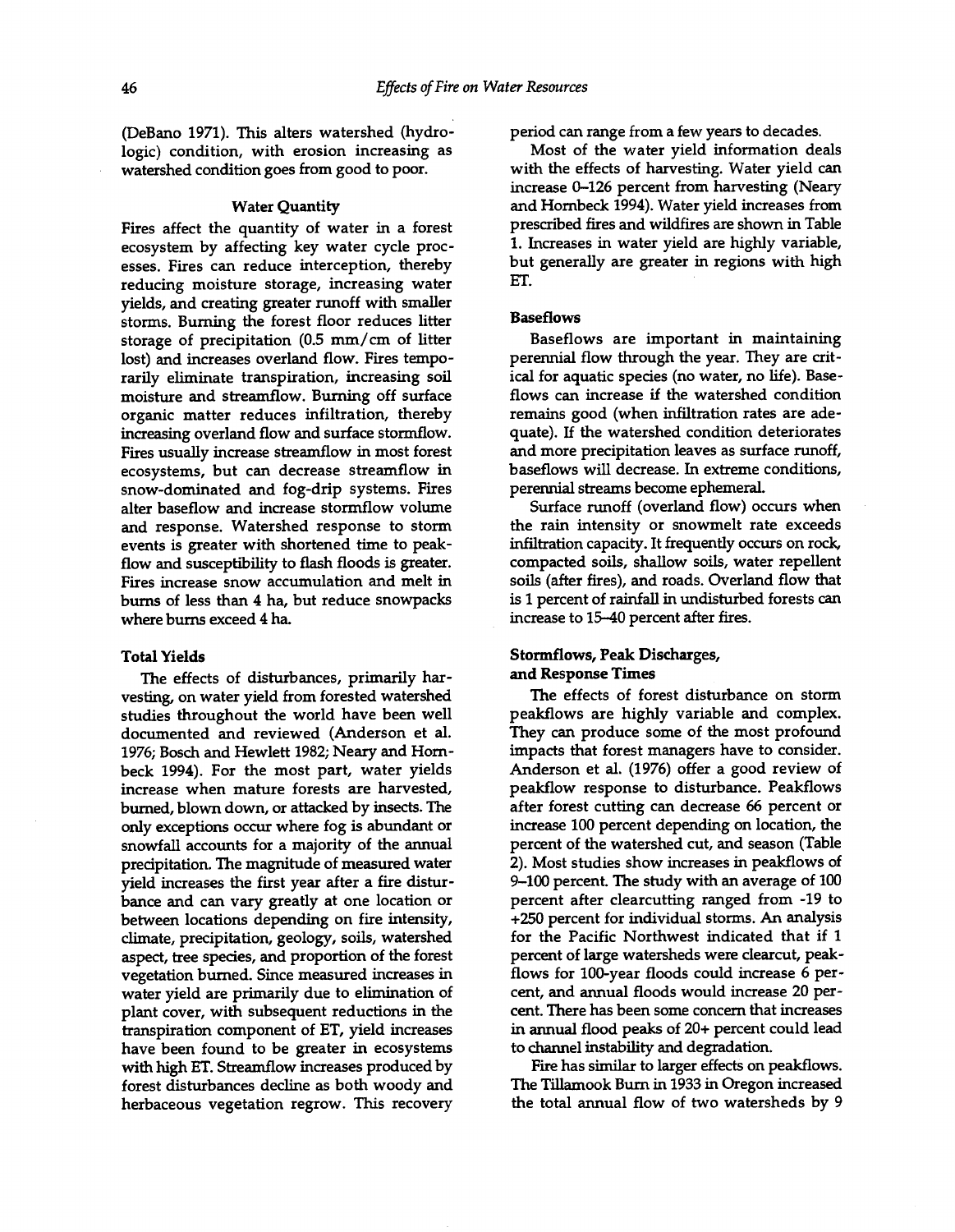(DeBano 1971). This alters watershed (hydrologic) condition, with erosion increasing as watershed condition goes from good to poor.

### Water Quantity

Fires affect the quantity of water in a forest ecosystem by affecting key water cycle processes. Fires can reduce interception, thereby reducing moisture storage, increasing water yields, and creating greater runoff with smaller storms. Burning the forest floor reduces litter storage of precipitation (0.5 mm/cm of litter lost) and increases overland flow. Fires temporarily eliminate transpiration, increasing soil moisture and streamflow. Burning off surface organic matter reduces infiltration, thereby increasing overland flow and surface stormflow. Fires usually increase streamflow in most forest ecosystems, but can decrease streamflow in snow-dominated and fog-drip systems. Fires alter baseflow and increase stormflow volume and response. Watershed response to storm events is greater with shortened time to peakflow and susceptibility to flash floods is greater. Fires increase snow accumulation and melt in burns of less than 4 ha, but reduce snowpacks where burns exceed 4 ha.

#### Total Yields

The effects of disturbances, primarily harvesting, on water yield from forested watershed studies throughout the world have been well documented and reviewed (Anderson et al. 1976; Bosch and Hewlett 1982; Neary and Hornbeck 1994). For the most part, water yields increase when mature forests are harvested, burned, blown down, or attacked by insects. The only exceptions occur where fog is abundant or snowfall accounts for a majority of the annual precipitation. The magnitude of measured water yield increases the first year after a fire disturbance and can vary greatly at one location or between locations depending on fire intensity, climate, precipitation, geology, soils, watershed aspect, tree species, and proportion of the forest vegetation burned. Since measured increases in water yield are primarily due to elimination of plant cover, with subsequent reductions in the transpiration component of ET, yield increases have been found to be greater in ecosystems with high ET. Streamflow increases produced by forest disturbances decline as both woody and herbaceous vegetation regrow. This recovery period can range from a few years to decades.

Most of the water yield information deals with the effects of harvesting. Water yield can increase 0–126 percent from harvesting (Neary and Hornbeck 1994). Water yield increases from prescribed fires and wildfires are shown in Table 1. Increases in water yield are highly variable, but generally are greater in regions with high ET.

#### Baseflows

Baseflows are important in maintaining perennial flow through the year. They are critical for aquatic species (no water, no life). Baseflows can increase if the watershed condition remains good (when infiltration rates are adequate). If the watershed condition deteriorates and more precipitation leaves as surface runoff, baseflows will decrease. In extreme conditions, perennial streams become ephemeral.

Surface runoff (overland flow) occurs when the rain intensity or snowmelt rate exceeds infiltration capacity. It frequently occurs on rock, compacted soils, shallow soils, water repellent soils (after fires), and roads. Overland flow that is 1 percent of rainfall in undisturbed forests can increase to 15–40 percent after fires.

#### Stormflows, Peak Discharges, and Response Times

The effects of forest disturbance on storm peakflows are highly variable and complex. They can produce some of the most profound impacts that forest managers have to consider. Anderson et al. (1976) offer a good review of peakflow response to disturbance. Peakflows after forest cutting can decrease 66 percent or increase 100 percent depending on location, the percent of the watershed cut, and season (Table 2). Most studies show increases in peakflows of 9–100 percent. The study with an average of 100 percent after clearcutting ranged from -19 to +250 percent for individual storms. An analysis for the Pacific Northwest indicated that if 1 percent of large watersheds were clearcut, peakflows for 100-year floods could increase 6 percent, and annual floods would increase 20 percent. There has been some concern that increases in annual flood peaks of 20+ percent could lead to channel instability and degradation.

Fire has similar to larger effects on peakflows. The Tillamook Burn in 1933 in Oregon increased the total annual flow of two watersheds by 9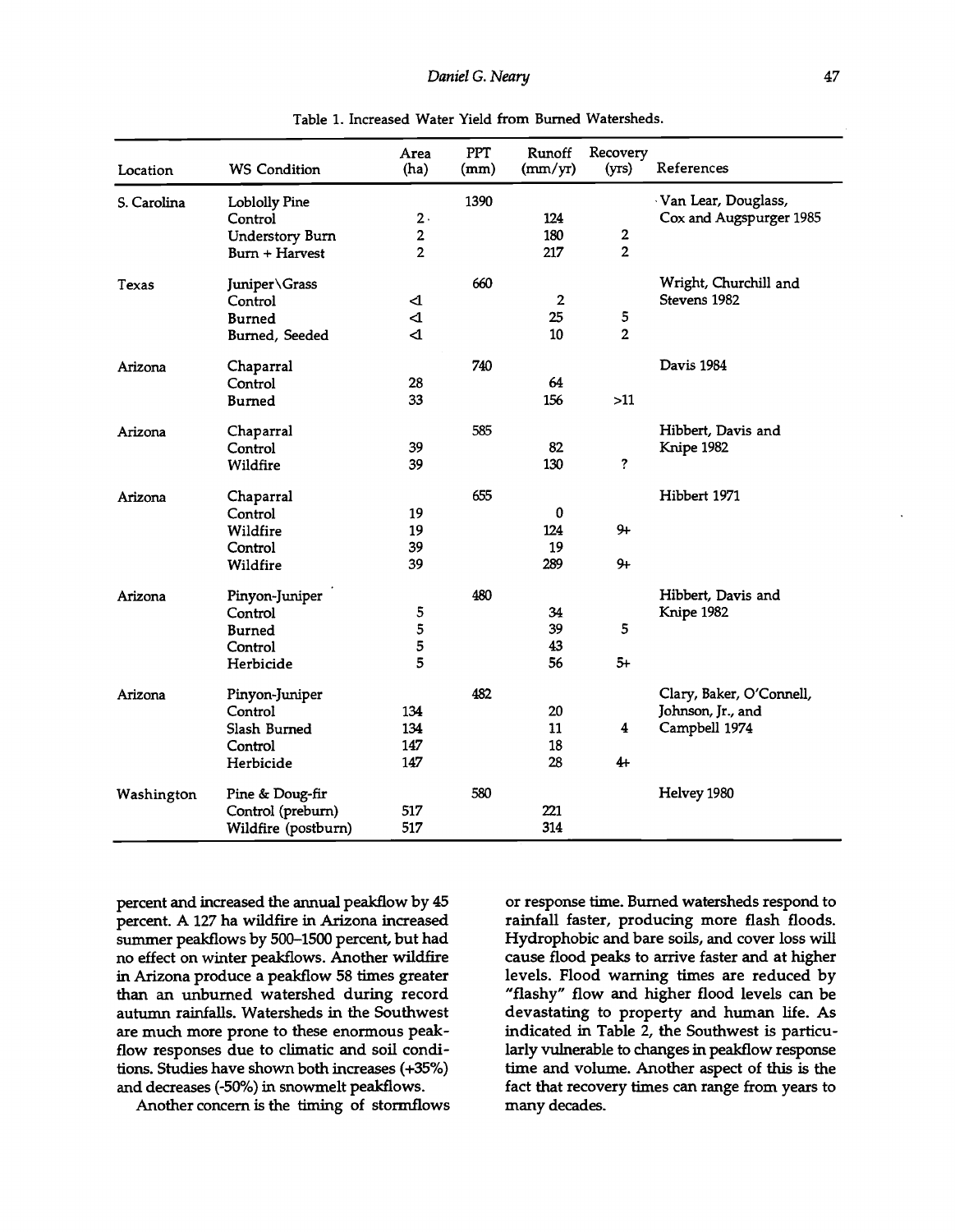Table 1. Increased Water Yield from Burned Watersheds.

| Location | WS Condition | Area (ha) | PPT (mm) | Runoff (mm/yr) | Recovery (yrs) | References |
|---|---|---|---|---|---|---|
| S. Carolina | Loblolly Pine | | 1390 | | | Van Lear, Douglass, |
| | Control | 2 | | 124 | | Cox and Augspurger 1985 |
| | Understory Burn | 2 | | 180 | 2 | |
| | Burn + Harvest | 2 | | 217 | 2 | |
| Texas | Juniper\Grass | | 660 | | | Wright, Churchill and |
| | Control | <1 | | 2 | | Stevens 1982 |
| | Burned | <1 | | 25 | 5 | |
| | Burned, Seeded | <1 | | 10 | 2 | |
| Arizona | Chaparral | | 740 | | | Davis 1984 |
| | Control | 28 | | 64 | | |
| | Burned | 33 | | 156 | >11 | |
| Arizona | Chaparral | | 585 | | | Hibbert, Davis and |
| | Control | 39 | | 82 | | Knipe 1982 |
| | Wildfire | 39 | | 130 | ? | |
| Arizona | Chaparral | | 655 | | | Hibbert 1971 |
| | Control | 19 | | 0 | | |
| | Wildfire | 19 | | 124 | 9+ | |
| | Control | 39 | | 19 | | |
| | Wildfire | 39 | | 289 | 9+ | |
| Arizona | Pinyon-Juniper | | 480 | | | Hibbert, Davis and |
| | Control | 5 | | 34 | | Knipe 1982 |
| | Burned | 5 | | 39 | 5 | |
| | Control | 5 | | 43 | | |
| | Herbicide | 5 | | 56 | 5+ | |
| Arizona | Pinyon-Juniper | | 482 | | | Clary, Baker, O'Connell, |
| | Control | 134 | | 20 | | Johnson, Jr., and |
| | Slash Burned | 134 | | 11 | 4 | Campbell 1974 |
| | Control | 147 | | 18 | | |
| | Herbicide | 147 | | 28 | 4+ | |
| Washington | Pine & Doug-fir | | 580 | | | Helvey 1980 |
| | Control (preburn) | 517 | | 221 | | |
| | Wildfire (postburn) | 517 | | 314 | | |

percent and increased the annual peakflow by 45 percent. A 127 ha wildfire in Arizona increased summer peakflows by 500–1500 percent, but had no effect on winter peakflows. Another wildfire in Arizona produce a peakflow 58 times greater than an unburned watershed during record autumn rainfalls. Watersheds in the Southwest are much more prone to these enormous peakflow responses due to climatic and soil conditions. Studies have shown both increases (+35%) and decreases (-50%) in snowmelt peakflows.

Another concern is the timing of stormflows or response time. Burned watersheds respond to rainfall faster, producing more flash floods. Hydrophobic and bare soils, and cover loss will cause flood peaks to arrive faster and at higher levels. Flood warning times are reduced by "flashy" flow and higher flood levels can be devastating to property and human life. As indicated in Table 2, the Southwest is particularly vulnerable to changes in peakflow response time and volume. Another aspect of this is the fact that recovery times can range from years to many decades.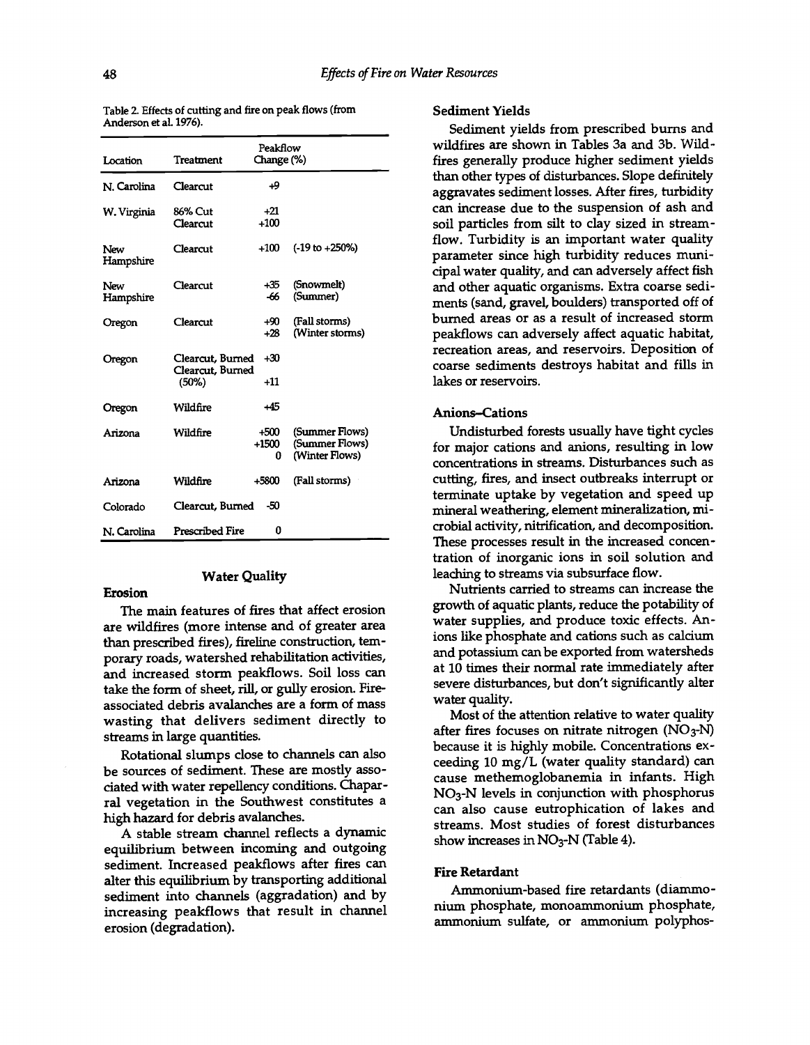Table 2. Effects of cutting and fire on peak flows (from Anderson et al. 1976).

| Location | Treatment | Peakflow Change (%) | |
|---|---|---|---|
| N. Carolina | Clearcut | +9 | |
| W. Virginia | 86% Cut | +21 | |
| | Clearcut | +100 | |
| New Hampshire | Clearcut | +100 | (-19 to +250%) |
| New Hampshire | Clearcut | +35 | (Snowmelt) |
| | | -66 | (Summer) |
| Oregon | Clearcut | +90 | (Fall storms) |
| | | +28 | (Winter storms) |
| Oregon | Clearcut, Burned | +30 | |
| | Clearcut, Burned (50%) | +11 | |
| Oregon | Wildfire | +45 | |
| Arizona | Wildfire | +500 | (Summer Flows) |
| | | +1500 | (Summer Flows) |
| | | 0 | (Winter Flows) |
| Arizona | Wildfire | +5800 | (Fall storms) |
| Colorado | Clearcut, Burned | -50 | |
| N. Carolina | Prescribed Fire | 0 | |

## Water Quality

### Erosion

The main features of fires that affect erosion are wildfires (more intense and of greater area than prescribed fires), fireline construction, temporary roads, watershed rehabilitation activities, and increased storm peakflows. Soil loss can take the form of sheet, rill, or gully erosion. Fire-associated debris avalanches are a form of mass wasting that delivers sediment directly to streams in large quantities.

Rotational slumps close to channels can also be sources of sediment. These are mostly associated with water repellency conditions. Chaparral vegetation in the Southwest constitutes a high hazard for debris avalanches.

A stable stream channel reflects a dynamic equilibrium between incoming and outgoing sediment. Increased peakflows after fires can alter this equilibrium by transporting additional sediment into channels (aggradation) and by increasing peakflows that result in channel erosion (degradation).

### Sediment Yields

Sediment yields from prescribed burns and wildfires are shown in Tables 3a and 3b. Wildfires generally produce higher sediment yields than other types of disturbances. Slope definitely aggravates sediment losses. After fires, turbidity can increase due to the suspension of ash and soil particles from silt to clay sized in streamflow. Turbidity is an important water quality parameter since high turbidity reduces municipal water quality, and can adversely affect fish and other aquatic organisms. Extra coarse sediments (sand, gravel, boulders) transported off of burned areas or as a result of increased storm peakflows can adversely affect aquatic habitat, recreation areas, and reservoirs. Deposition of coarse sediments destroys habitat and fills in lakes or reservoirs.

### Anions–Cations

Undisturbed forests usually have tight cycles for major cations and anions, resulting in low concentrations in streams. Disturbances such as cutting, fires, and insect outbreaks interrupt or terminate uptake by vegetation and speed up mineral weathering, element mineralization, microbial activity, nitrification, and decomposition. These processes result in the increased concentration of inorganic ions in soil solution and leaching to streams via subsurface flow.

Nutrients carried to streams can increase the growth of aquatic plants, reduce the potability of water supplies, and produce toxic effects. Anions like phosphate and cations such as calcium and potassium can be exported from watersheds at 10 times their normal rate immediately after severe disturbances, but don't significantly alter water quality.

Most of the attention relative to water quality after fires focuses on nitrate nitrogen ($NO_3$-N) because it is highly mobile. Concentrations exceeding 10 mg/L (water quality standard) can cause methemoglobanemia in infants. High $NO_3$-N levels in conjunction with phosphorus can also cause eutrophication of lakes and streams. Most studies of forest disturbances show increases in $NO_3$-N (Table 4).

### Fire Retardant

Ammonium-based fire retardants (diammonium phosphate, monoammonium phosphate, ammonium sulfate, or ammonium polyphos-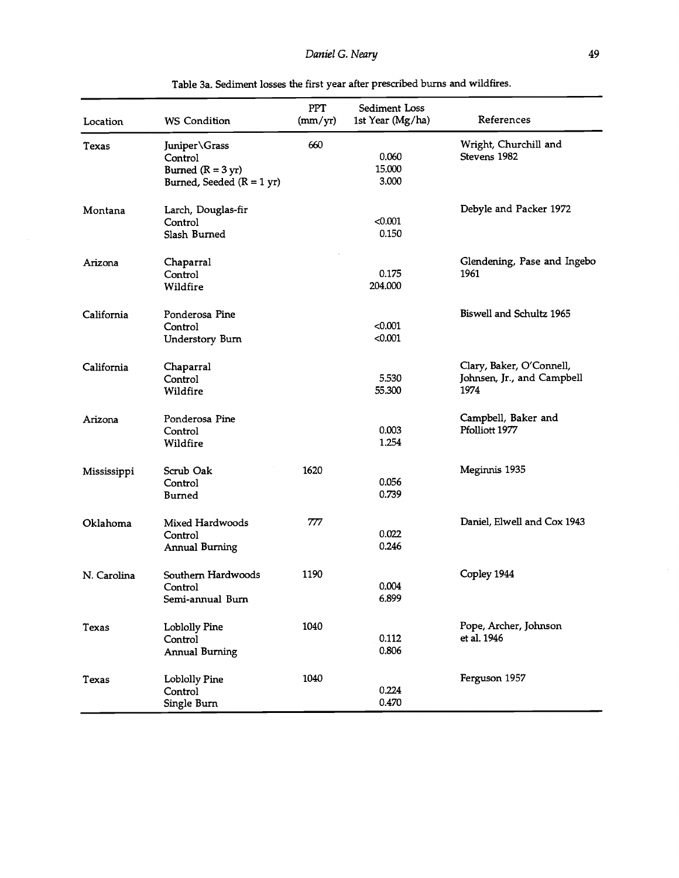Table 3a. Sediment losses the first year after prescribed burns and wildfires.

| Location | WS Condition | PPT (mm/yr) | Sediment Loss 1st Year (Mg/ha) | References |
|---|---|---|---|---|
| Texas | Juniper\Grass | 660 | | Wright, Churchill and Stevens 1982 |
| | Control | | 0.060 | |
| | Burned (R = 3 yr) | | 15.000 | |
| | Burned, Seeded (R = 1 yr) | | 3.000 | |
| Montana | Larch, Douglas-fir | | | Debyle and Packer 1972 |
| | Control | | <0.001 | |
| | Slash Burned | | 0.150 | |
| Arizona | Chaparral | | | Glendening, Pase and Ingebo 1961 |
| | Control | | 0.175 | |
| | Wildfire | | 204.000 | |
| California | Ponderosa Pine | | | Biswell and Schultz 1965 |
| | Control | | <0.001 | |
| | Understory Burn | | <0.001 | |
| California | Chaparral | | | Clary, Baker, O'Connell, Johnsen, Jr., and Campbell 1974 |
| | Control | | 5.530 | |
| | Wildfire | | 55.300 | |
| Arizona | Ponderosa Pine | | | Campbell, Baker and Pfolliott 1977 |
| | Control | | 0.003 | |
| | Wildfire | | 1.254 | |
| Mississippi | Scrub Oak | 1620 | | Meginnis 1935 |
| | Control | | 0.056 | |
| | Burned | | 0.739 | |
| Oklahoma | Mixed Hardwoods | 777 | | Daniel, Elwell and Cox 1943 |
| | Control | | 0.022 | |
| | Annual Burning | | 0.246 | |
| N. Carolina | Southern Hardwoods | 1190 | | Copley 1944 |
| | Control | | 0.004 | |
| | Semi-annual Burn | | 6.899 | |
| Texas | Loblolly Pine | 1040 | | Pope, Archer, Johnson et al. 1946 |
| | Control | | 0.112 | |
| | Annual Burning | | 0.806 | |
| Texas | Loblolly Pine | 1040 | | Ferguson 1957 |
| | Control | | 0.224 | |
| | Single Burn | | 0.470 | |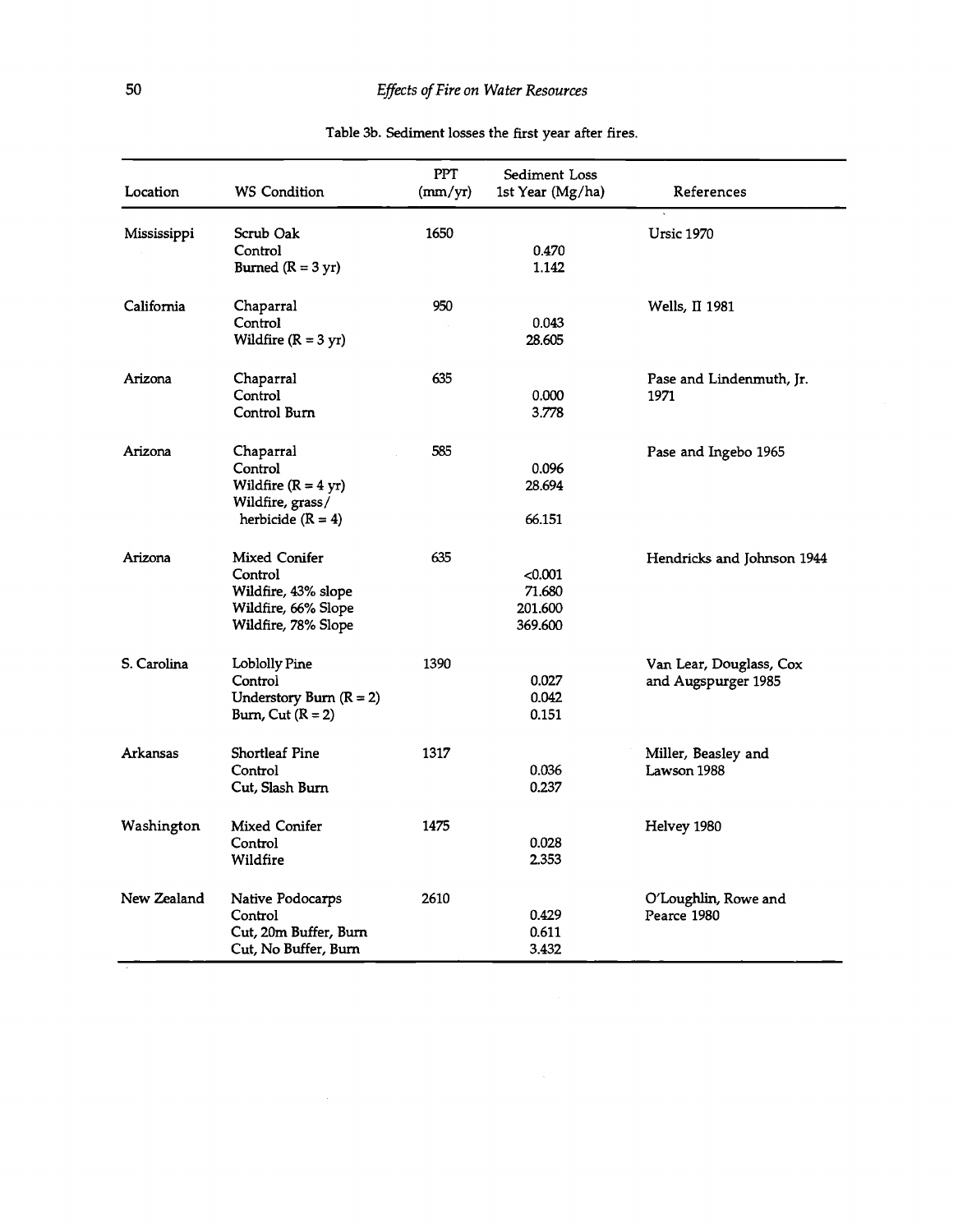Table 3b. Sediment losses the first year after fires.

| Location | WS Condition | PPT (mm/yr) | Sediment Loss 1st Year (Mg/ha) | References |
|---|---|---|---|---|
| Mississippi | Scrub Oak | 1650 | | Ursic 1970 |
| | Control | | 0.470 | |
| | Burned (R = 3 yr) | | 1.142 | |
| California | Chaparral | 950 | | Wells, II 1981 |
| | Control | | 0.043 | |
| | Wildfire (R = 3 yr) | | 28.605 | |
| Arizona | Chaparral | 635 | | Pase and Lindenmuth, Jr. 1971 |
| | Control | | 0.000 | |
| | Control Burn | | 3.778 | |
| Arizona | Chaparral | 585 | | Pase and Ingebo 1965 |
| | Control | | 0.096 | |
| | Wildfire (R = 4 yr) | | 28.694 | |
| | Wildfire, grass/ herbicide (R = 4) | | 66.151 | |
| Arizona | Mixed Conifer | 635 | | Hendricks and Johnson 1944 |
| | Control | | <0.001 | |
| | Wildfire, 43% slope | | 71.680 | |
| | Wildfire, 66% Slope | | 201.600 | |
| | Wildfire, 78% Slope | | 369.600 | |
| S. Carolina | Loblolly Pine | 1390 | | Van Lear, Douglass, Cox and Augspurger 1985 |
| | Control | | 0.027 | |
| | Understory Burn (R = 2) | | 0.042 | |
| | Burn, Cut (R = 2) | | 0.151 | |
| Arkansas | Shortleaf Pine | 1317 | | Miller, Beasley and Lawson 1988 |
| | Control | | 0.036 | |
| | Cut, Slash Burn | | 0.237 | |
| Washington | Mixed Conifer | 1475 | | Helvey 1980 |
| | Control | | 0.028 | |
| | Wildfire | | 2.353 | |
| New Zealand | Native Podocarps | 2610 | | O'Loughlin, Rowe and Pearce 1980 |
| | Control | | 0.429 | |
| | Cut, 20m Buffer, Burn | | 0.611 | |
| | Cut, No Buffer, Burn | | 3.432 | |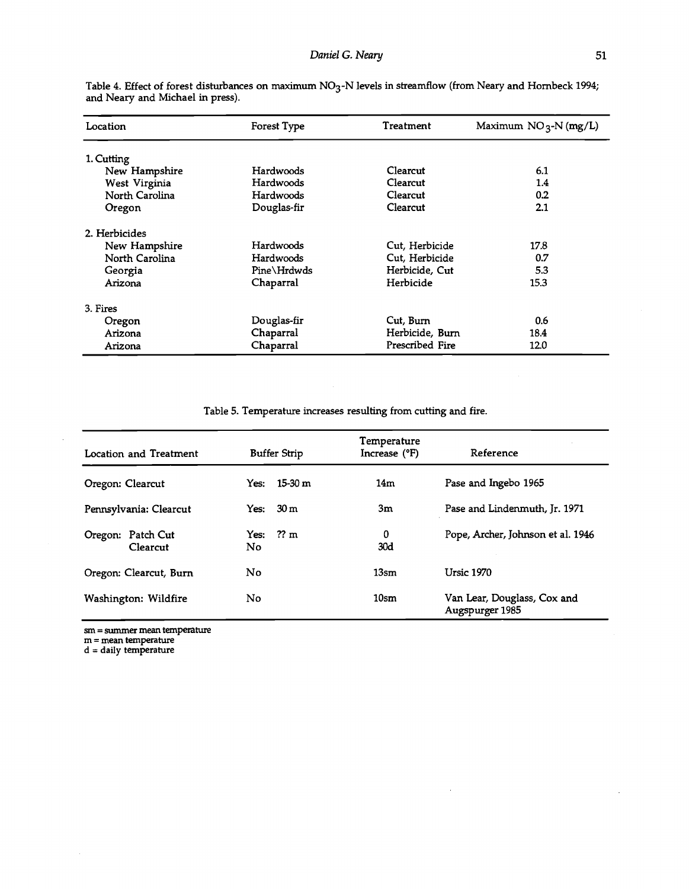Table 4. Effect of forest disturbances on maximum $NO_3$-N levels in streamflow (from Neary and Hornbeck 1994; and Neary and Michael in press).

| Location | Forest Type | Treatment | Maximum $NO_3$-N (mg/L) |
|---|---|---|---|
| 1. Cutting | | | |
| New Hampshire | Hardwoods | Clearcut | 6.1 |
| West Virginia | Hardwoods | Clearcut | 1.4 |
| North Carolina | Hardwoods | Clearcut | 0.2 |
| Oregon | Douglas-fir | Clearcut | 2.1 |
| 2. Herbicides | | | |
| New Hampshire | Hardwoods | Cut, Herbicide | 17.8 |
| North Carolina | Hardwoods | Cut, Herbicide | 0.7 |
| Georgia | Pine\Hrdwds | Herbicide, Cut | 5.3 |
| Arizona | Chaparral | Herbicide | 15.3 |
| 3. Fires | | | |
| Oregon | Douglas-fir | Cut, Burn | 0.6 |
| Arizona | Chaparral | Herbicide, Burn | 18.4 |
| Arizona | Chaparral | Prescribed Fire | 12.0 |

Table 5. Temperature increases resulting from cutting and fire.

| Location and Treatment | Buffer Strip | Temperature Increase (°F) | Reference |
|---|---|---|---|
| Oregon: Clearcut | Yes: 15-30 m | 14m | Pase and Ingebo 1965 |
| Pennsylvania: Clearcut | Yes: 30 m | 3m | Pase and Lindenmuth, Jr. 1971 |
| Oregon: Patch Cut | Yes: ?? m | 0 | Pope, Archer, Johnson et al. 1946 |
| Clearcut | No | 30d | |
| Oregon: Clearcut, Burn | No | 13sm | Ursic 1970 |
| Washington: Wildfire | No | 10sm | Van Lear, Douglass, Cox and Augspurger 1985 |

sm = summer mean temperature
m = mean temperature
d = daily temperature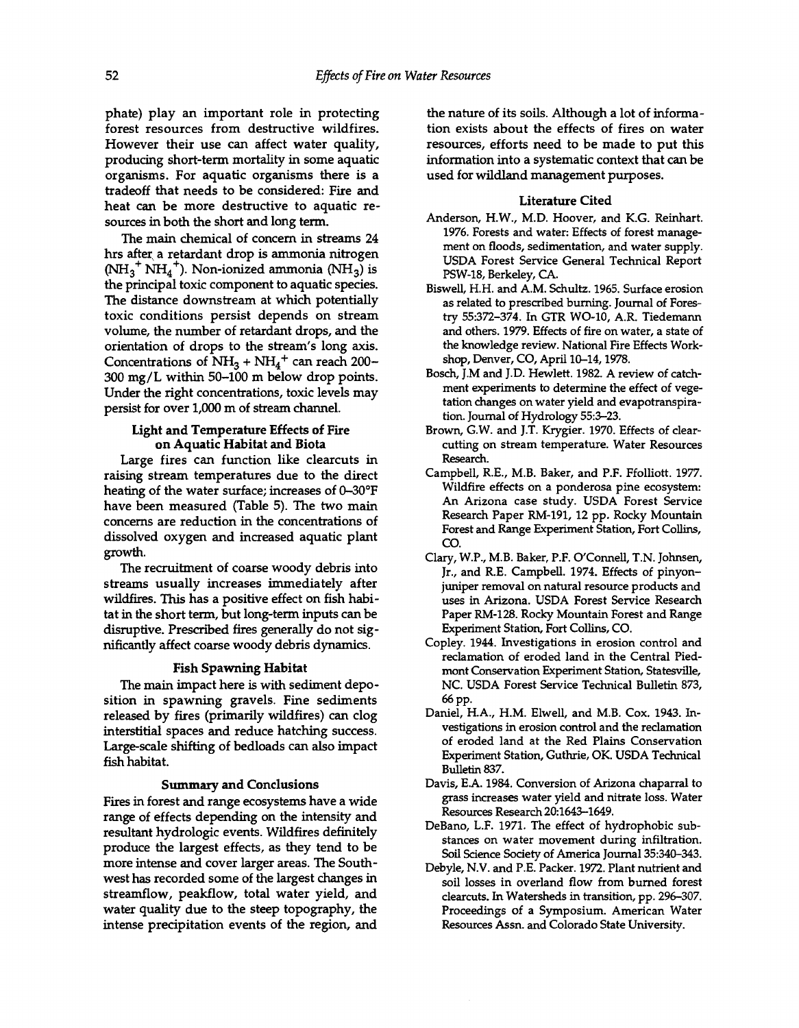phate) play an important role in protecting forest resources from destructive wildfires. However their use can affect water quality, producing short-term mortality in some aquatic organisms. For aquatic organisms there is a tradeoff that needs to be considered: Fire and heat can be more destructive to aquatic resources in both the short and long term.

The main chemical of concern in streams 24 hrs after a retardant drop is ammonia nitrogen ($NH_3^+$ $NH_4^+$). Non-ionized ammonia ($NH_3$) is the principal toxic component to aquatic species. The distance downstream at which potentially toxic conditions persist depends on stream volume, the number of retardant drops, and the orientation of drops to the stream's long axis. Concentrations of $NH_3 + NH_4^+$ can reach 200–300 mg/L within 50–100 m below drop points. Under the right concentrations, toxic levels may persist for over 1,000 m of stream channel.

### Light and Temperature Effects of Fire on Aquatic Habitat and Biota

Large fires can function like clearcuts in raising stream temperatures due to the direct heating of the water surface; increases of 0–30°F have been measured (Table 5). The two main concerns are reduction in the concentrations of dissolved oxygen and increased aquatic plant growth.

The recruitment of coarse woody debris into streams usually increases immediately after wildfires. This has a positive effect on fish habitat in the short term, but long-term inputs can be disruptive. Prescribed fires generally do not significantly affect coarse woody debris dynamics.

### Fish Spawning Habitat

The main impact here is with sediment deposition in spawning gravels. Fine sediments released by fires (primarily wildfires) can clog interstitial spaces and reduce hatching success. Large-scale shifting of bedloads can also impact fish habitat.

### Summary and Conclusions

Fires in forest and range ecosystems have a wide range of effects depending on the intensity and resultant hydrologic events. Wildfires definitely produce the largest effects, as they tend to be more intense and cover larger areas. The Southwest has recorded some of the largest changes in streamflow, peakflow, total water yield, and water quality due to the steep topography, the intense precipitation events of the region, and the nature of its soils. Although a lot of information exists about the effects of fires on water resources, efforts need to be made to put this information into a systematic context that can be used for wildland management purposes.

### Literature Cited

Anderson, H.W., M.D. Hoover, and K.G. Reinhart. 1976. Forests and water: Effects of forest management on floods, sedimentation, and water supply. USDA Forest Service General Technical Report PSW-18, Berkeley, CA.

Biswell, H.H. and A.M. Schultz. 1965. Surface erosion as related to prescribed burning. Journal of Forestry 55:372–374. In GTR WO-10, A.R. Tiedemann and others. 1979. Effects of fire on water, a state of the knowledge review. National Fire Effects Workshop, Denver, CO, April 10–14, 1978.

Bosch, J.M and J.D. Hewlett. 1982. A review of catchment experiments to determine the effect of vegetation changes on water yield and evapotranspiration. Journal of Hydrology 55:3–23.

Brown, G.W. and J.T. Krygier. 1970. Effects of clearcutting on stream temperature. Water Resources Research.

Campbell, R.E., M.B. Baker, and P.F. Ffolliott. 1977. Wildfire effects on a ponderosa pine ecosystem: An Arizona case study. USDA Forest Service Research Paper RM-191, 12 pp. Rocky Mountain Forest and Range Experiment Station, Fort Collins, CO.

Clary, W.P., M.B. Baker, P.F. O'Connell, T.N. Johnsen, Jr., and R.E. Campbell. 1974. Effects of pinyon-juniper removal on natural resource products and uses in Arizona. USDA Forest Service Research Paper RM-128. Rocky Mountain Forest and Range Experiment Station, Fort Collins, CO.

Copley. 1944. Investigations in erosion control and reclamation of eroded land in the Central Piedmont Conservation Experiment Station, Statesville, NC. USDA Forest Service Technical Bulletin 873, 66 pp.

Daniel, H.A., H.M. Elwell, and M.B. Cox. 1943. Investigations in erosion control and the reclamation of eroded land at the Red Plains Conservation Experiment Station, Guthrie, OK. USDA Technical Bulletin 837.

Davis, E.A. 1984. Conversion of Arizona chaparral to grass increases water yield and nitrate loss. Water Resources Research 20:1643–1649.

DeBano, L.F. 1971. The effect of hydrophobic substances on water movement during infiltration. Soil Science Society of America Journal 35:340–343.

Debyle, N.V. and P.E. Packer. 1972. Plant nutrient and soil losses in overland flow from burned forest clearcuts. In Watersheds in transition, pp. 296–307. Proceedings of a Symposium. American Water Resources Assn. and Colorado State University.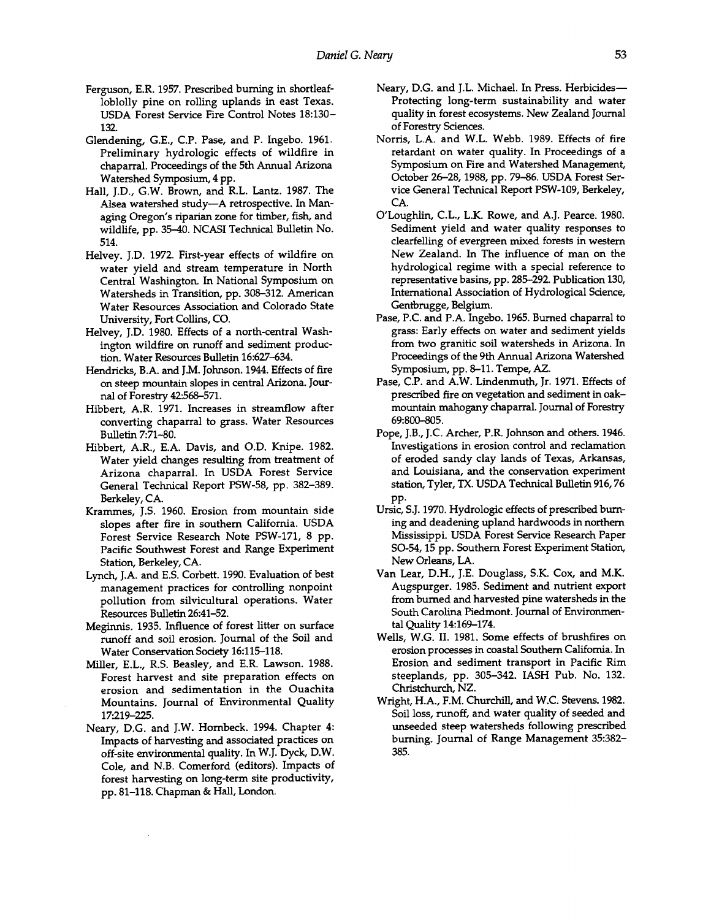Ferguson, E.R. 1957. Prescribed burning in shortleaf-loblolly pine on rolling uplands in east Texas. USDA Forest Service Fire Control Notes 18:130–132.

Glendening, G.E., C.P. Pase, and P. Ingebo. 1961. Preliminary hydrologic effects of wildfire in chaparral. Proceedings of the 5th Annual Arizona Watershed Symposium, 4 pp.

Hall, J.D., G.W. Brown, and R.L. Lantz. 1987. The Alsea watershed study—A retrospective. In Managing Oregon's riparian zone for timber, fish, and wildlife, pp. 35–40. NCASI Technical Bulletin No. 514.

Helvey. J.D. 1972. First-year effects of wildfire on water yield and stream temperature in North Central Washington. In National Symposium on Watersheds in Transition, pp. 308–312. American Water Resources Association and Colorado State University, Fort Collins, CO.

Helvey, J.D. 1980. Effects of a north-central Washington wildfire on runoff and sediment production. Water Resources Bulletin 16:627–634.

Hendricks, B.A. and J.M. Johnson. 1944. Effects of fire on steep mountain slopes in central Arizona. Journal of Forestry 42:568–571.

Hibbert, A.R. 1971. Increases in streamflow after converting chaparral to grass. Water Resources Bulletin 7:71–80.

Hibbert, A.R., E.A. Davis, and O.D. Knipe. 1982. Water yield changes resulting from treatment of Arizona chaparral. In USDA Forest Service General Technical Report PSW-58, pp. 382–389. Berkeley, CA.

Krammes, J.S. 1960. Erosion from mountain side slopes after fire in southern California. USDA Forest Service Research Note PSW-171, 8 pp. Pacific Southwest Forest and Range Experiment Station, Berkeley, CA.

Lynch, J.A. and E.S. Corbett. 1990. Evaluation of best management practices for controlling nonpoint pollution from silvicultural operations. Water Resources Bulletin 26:41–52.

Meginnis. 1935. Influence of forest litter on surface runoff and soil erosion. Journal of the Soil and Water Conservation Society 16:115–118.

Miller, E.L., R.S. Beasley, and E.R. Lawson. 1988. Forest harvest and site preparation effects on erosion and sedimentation in the Ouachita Mountains. Journal of Environmental Quality 17:219–225.

Neary, D.G. and J.W. Hornbeck. 1994. Chapter 4: Impacts of harvesting and associated practices on off-site environmental quality. In W.J. Dyck, D.W. Cole, and N.B. Comerford (editors). Impacts of forest harvesting on long-term site productivity, pp. 81–118. Chapman & Hall, London.

Neary, D.G. and J.L. Michael. In Press. Herbicides—Protecting long-term sustainability and water quality in forest ecosystems. New Zealand Journal of Forestry Sciences.

Norris, L.A. and W.L. Webb. 1989. Effects of fire retardant on water quality. In Proceedings of a Symposium on Fire and Watershed Management, October 26–28, 1988, pp. 79–86. USDA Forest Service General Technical Report PSW-109, Berkeley, CA.

O'Loughlin, C.L., L.K. Rowe, and A.J. Pearce. 1980. Sediment yield and water quality responses to clearfelling of evergreen mixed forests in western New Zealand. In The influence of man on the hydrological regime with a special reference to representative basins, pp. 285–292. Publication 130, International Association of Hydrological Science, Gentbrugge, Belgium.

Pase, P.C. and P.A. Ingebo. 1965. Burned chaparral to grass: Early effects on water and sediment yields from two granitic soil watersheds in Arizona. In Proceedings of the 9th Annual Arizona Watershed Symposium, pp. 8–11. Tempe, AZ.

Pase, C.P. and A.W. Lindenmuth, Jr. 1971. Effects of prescribed fire on vegetation and sediment in oak-mountain mahogany chaparral. Journal of Forestry 69:800–805.

Pope, J.B., J.C. Archer, P.R. Johnson and others. 1946. Investigations in erosion control and reclamation of eroded sandy clay lands of Texas, Arkansas, and Louisiana, and the conservation experiment station, Tyler, TX. USDA Technical Bulletin 916, 76 pp.

Ursic, S.J. 1970. Hydrologic effects of prescribed burning and deadening upland hardwoods in northern Mississippi. USDA Forest Service Research Paper SO-54, 15 pp. Southern Forest Experiment Station, New Orleans, LA.

Van Lear, D.H., J.E. Douglass, S.K. Cox, and M.K. Augspurger. 1985. Sediment and nutrient export from burned and harvested pine watersheds in the South Carolina Piedmont. Journal of Environmental Quality 14:169–174.

Wells, W.G. II. 1981. Some effects of brushfires on erosion processes in coastal Southern California. In Erosion and sediment transport in Pacific Rim steeplands, pp. 305–342. IASH Pub. No. 132. Christchurch, NZ.

Wright, H.A., F.M. Churchill, and W.C. Stevens. 1982. Soil loss, runoff, and water quality of seeded and unseeded steep watersheds following prescribed burning. Journal of Range Management 35:382–385.